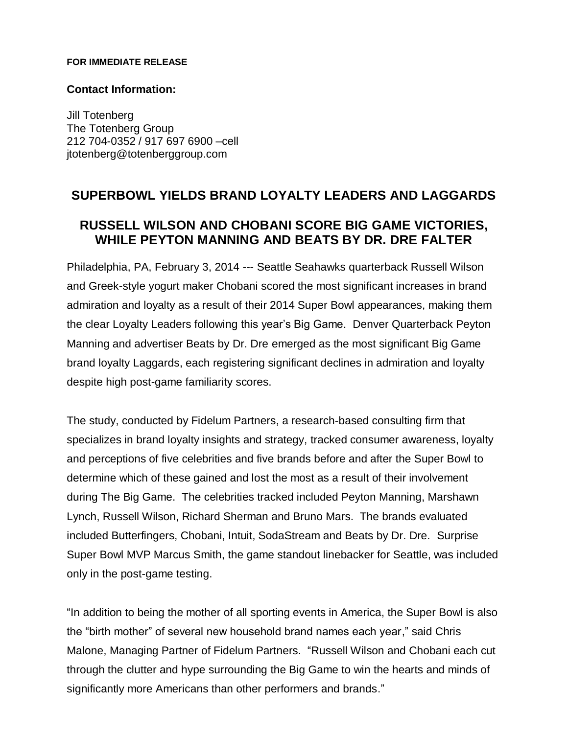**FOR IMMEDIATE RELEASE**

**Contact Information:**

Jill Totenberg
The Totenberg Group
212 704-0352 / 917 697 6900 –cell
jtotenberg@totenberggroup.com

## SUPERBOWL YIELDS BRAND LOYALTY LEADERS AND LAGGARDS

## RUSSELL WILSON AND CHOBANI SCORE BIG GAME VICTORIES, WHILE PEYTON MANNING AND BEATS BY DR. DRE FALTER

Philadelphia, PA, February 3, 2014 --- Seattle Seahawks quarterback Russell Wilson and Greek-style yogurt maker Chobani scored the most significant increases in brand admiration and loyalty as a result of their 2014 Super Bowl appearances, making them the clear Loyalty Leaders following this year's Big Game. Denver Quarterback Peyton Manning and advertiser Beats by Dr. Dre emerged as the most significant Big Game brand loyalty Laggards, each registering significant declines in admiration and loyalty despite high post-game familiarity scores.

The study, conducted by Fidelum Partners, a research-based consulting firm that specializes in brand loyalty insights and strategy, tracked consumer awareness, loyalty and perceptions of five celebrities and five brands before and after the Super Bowl to determine which of these gained and lost the most as a result of their involvement during The Big Game. The celebrities tracked included Peyton Manning, Marshawn Lynch, Russell Wilson, Richard Sherman and Bruno Mars. The brands evaluated included Butterfingers, Chobani, Intuit, SodaStream and Beats by Dr. Dre. Surprise Super Bowl MVP Marcus Smith, the game standout linebacker for Seattle, was included only in the post-game testing.

"In addition to being the mother of all sporting events in America, the Super Bowl is also the "birth mother" of several new household brand names each year," said Chris Malone, Managing Partner of Fidelum Partners. "Russell Wilson and Chobani each cut through the clutter and hype surrounding the Big Game to win the hearts and minds of significantly more Americans than other performers and brands."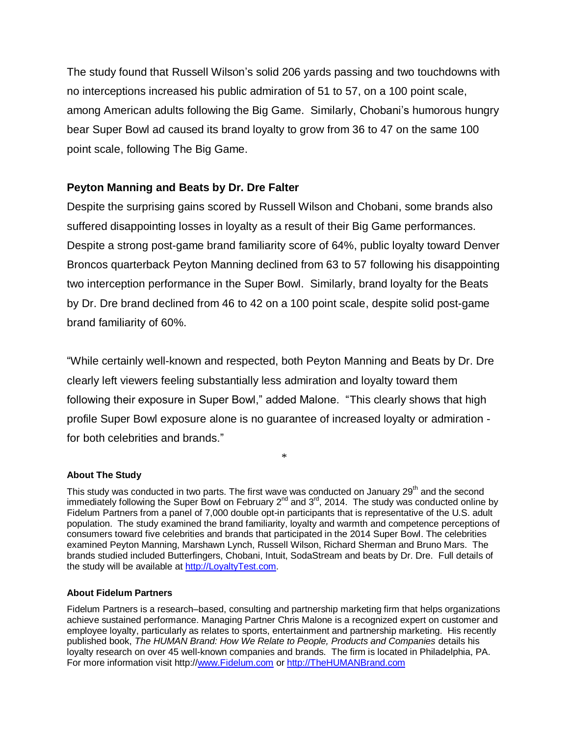The study found that Russell Wilson's solid 206 yards passing and two touchdowns with no interceptions increased his public admiration of 51 to 57, on a 100 point scale, among American adults following the Big Game. Similarly, Chobani's humorous hungry bear Super Bowl ad caused its brand loyalty to grow from 36 to 47 on the same 100 point scale, following The Big Game.

### Peyton Manning and Beats by Dr. Dre Falter

Despite the surprising gains scored by Russell Wilson and Chobani, some brands also suffered disappointing losses in loyalty as a result of their Big Game performances. Despite a strong post-game brand familiarity score of 64%, public loyalty toward Denver Broncos quarterback Peyton Manning declined from 63 to 57 following his disappointing two interception performance in the Super Bowl. Similarly, brand loyalty for the Beats by Dr. Dre brand declined from 46 to 42 on a 100 point scale, despite solid post-game brand familiarity of 60%.

"While certainly well-known and respected, both Peyton Manning and Beats by Dr. Dre clearly left viewers feeling substantially less admiration and loyalty toward them following their exposure in Super Bowl," added Malone. "This clearly shows that high profile Super Bowl exposure alone is no guarantee of increased loyalty or admiration - for both celebrities and brands."

*

#### About The Study

This study was conducted in two parts. The first wave was conducted on January 29th and the second immediately following the Super Bowl on February 2nd and 3rd, 2014. The study was conducted online by Fidelum Partners from a panel of 7,000 double opt-in participants that is representative of the U.S. adult population. The study examined the brand familiarity, loyalty and warmth and competence perceptions of consumers toward five celebrities and brands that participated in the 2014 Super Bowl. The celebrities examined Peyton Manning, Marshawn Lynch, Russell Wilson, Richard Sherman and Bruno Mars. The brands studied included Butterfingers, Chobani, Intuit, SodaStream and beats by Dr. Dre. Full details of the study will be available at [http://LoyaltyTest.com](http://LoyaltyTest.com).

#### About Fidelum Partners

Fidelum Partners is a research–based, consulting and partnership marketing firm that helps organizations achieve sustained performance. Managing Partner Chris Malone is a recognized expert on customer and employee loyalty, particularly as relates to sports, entertainment and partnership marketing. His recently published book, *The HUMAN Brand: How We Relate to People, Products and Companies* details his loyalty research on over 45 well-known companies and brands. The firm is located in Philadelphia, PA. For more information visit http://[www.Fidelum.com](http://www.Fidelum.com) or [http://TheHUMANBrand.com](http://TheHUMANBrand.com)